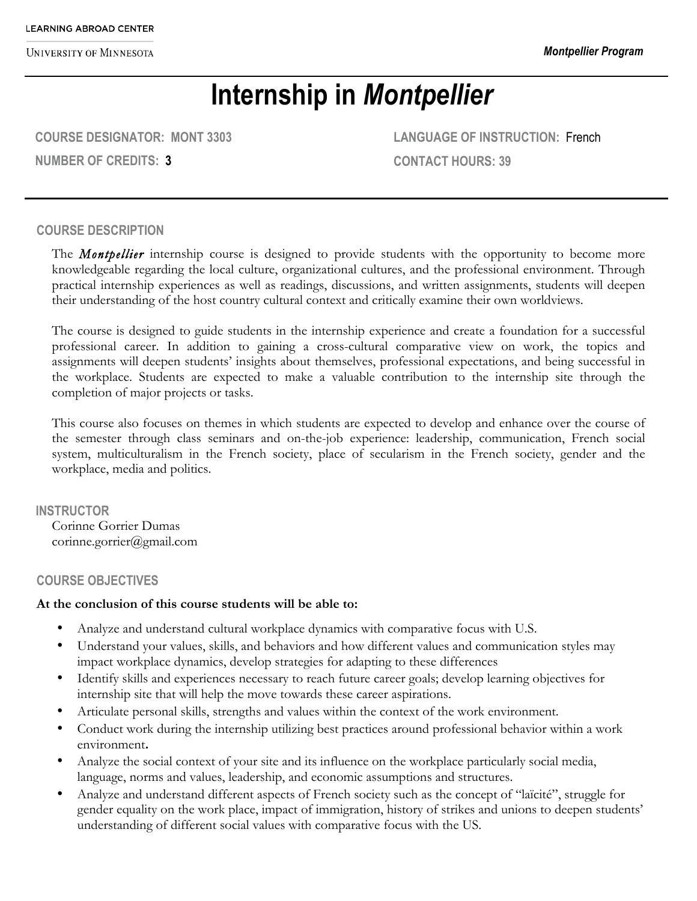LEARNING ABROAD CENTER

UNIVERSITY OF MINNESOTA

*Montpellier Program*

# Internship in *Montpellier*

**COURSE DESIGNATOR: MONT 3303**

**NUMBER OF CREDITS: 3**

**LANGUAGE OF INSTRUCTION:** French

**CONTACT HOURS: 39**

## COURSE DESCRIPTION

The *Montpellier* internship course is designed to provide students with the opportunity to become more knowledgeable regarding the local culture, organizational cultures, and the professional environment. Through practical internship experiences as well as readings, discussions, and written assignments, students will deepen their understanding of the host country cultural context and critically examine their own worldviews.

The course is designed to guide students in the internship experience and create a foundation for a successful professional career. In addition to gaining a cross-cultural comparative view on work, the topics and assignments will deepen students' insights about themselves, professional expectations, and being successful in the workplace. Students are expected to make a valuable contribution to the internship site through the completion of major projects or tasks.

This course also focuses on themes in which students are expected to develop and enhance over the course of the semester through class seminars and on-the-job experience: leadership, communication, French social system, multiculturalism in the French society, place of secularism in the French society, gender and the workplace, media and politics.

## INSTRUCTOR

Corinne Gorrier Dumas
corinne.gorrier@gmail.com

## COURSE OBJECTIVES

**At the conclusion of this course students will be able to:**

- Analyze and understand cultural workplace dynamics with comparative focus with U.S.
- Understand your values, skills, and behaviors and how different values and communication styles may impact workplace dynamics, develop strategies for adapting to these differences
- Identify skills and experiences necessary to reach future career goals; develop learning objectives for internship site that will help the move towards these career aspirations.
- Articulate personal skills, strengths and values within the context of the work environment.
- Conduct work during the internship utilizing best practices around professional behavior within a work environment.
- Analyze the social context of your site and its influence on the workplace particularly social media, language, norms and values, leadership, and economic assumptions and structures.
- Analyze and understand different aspects of French society such as the concept of "laïcité", struggle for gender equality on the work place, impact of immigration, history of strikes and unions to deepen students' understanding of different social values with comparative focus with the US.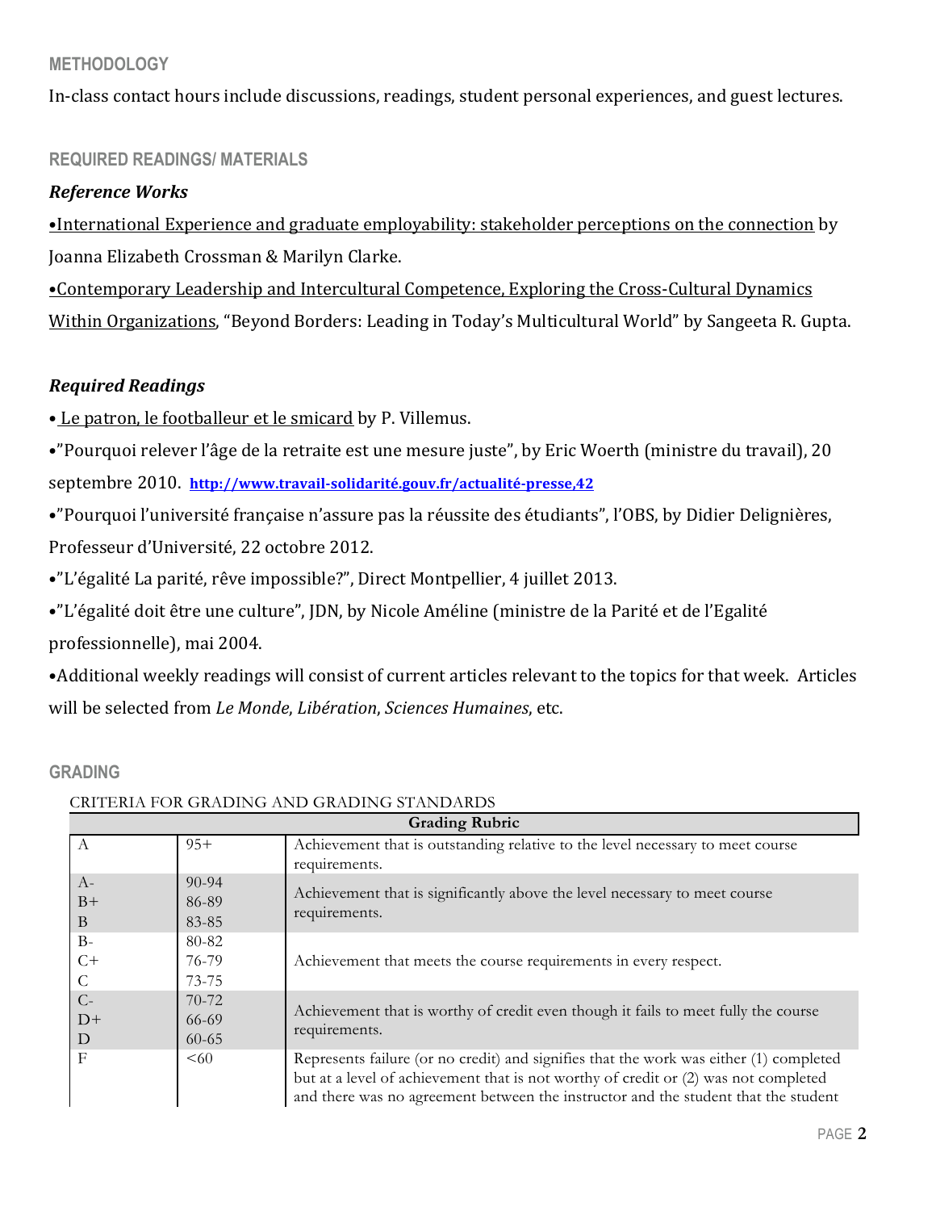## METHODOLOGY

In-class contact hours include discussions, readings, student personal experiences, and guest lectures.

## REQUIRED READINGS/ MATERIALS

### *Reference Works*

•International Experience and graduate employability: stakeholder perceptions on the connection by Joanna Elizabeth Crossman & Marilyn Clarke.

•Contemporary Leadership and Intercultural Competence, Exploring the Cross-Cultural Dynamics Within Organizations, "Beyond Borders: Leading in Today's Multicultural World" by Sangeeta R. Gupta.

### *Required Readings*

• Le patron, le footballeur et le smicard by P. Villemus.

•"Pourquoi relever l'âge de la retraite est une mesure juste", by Eric Woerth (ministre du travail), 20 septembre 2010. **http://www.travail-solidarité.gouv.fr/actualité-presse,42**

•"Pourquoi l'université française n'assure pas la réussite des étudiants", l'OBS, by Didier Delignières, Professeur d'Université, 22 octobre 2012.

•"L'égalité La parité, rêve impossible?", Direct Montpellier, 4 juillet 2013.

•"L'égalité doit être une culture", JDN, by Nicole Améline (ministre de la Parité et de l'Egalité professionnelle), mai 2004.

•Additional weekly readings will consist of current articles relevant to the topics for that week. Articles will be selected from *Le Monde*, *Libération*, *Sciences Humaines*, etc.

## GRADING

CRITERIA FOR GRADING AND GRADING STANDARDS

| Grading Rubric | | |
|---|---|---|
| A | 95+ | Achievement that is outstanding relative to the level necessary to meet course requirements. |
| A-<br>B+<br>B | 90-94<br>86-89<br>83-85 | Achievement that is significantly above the level necessary to meet course requirements. |
| B-<br>C+<br>C | 80-82<br>76-79<br>73-75 | Achievement that meets the course requirements in every respect. |
| C-<br>D+<br>D | 70-72<br>66-69<br>60-65 | Achievement that is worthy of credit even though it fails to meet fully the course requirements. |
| F | <60 | Represents failure (or no credit) and signifies that the work was either (1) completed but at a level of achievement that is not worthy of credit or (2) was not completed and there was no agreement between the instructor and the student that the student |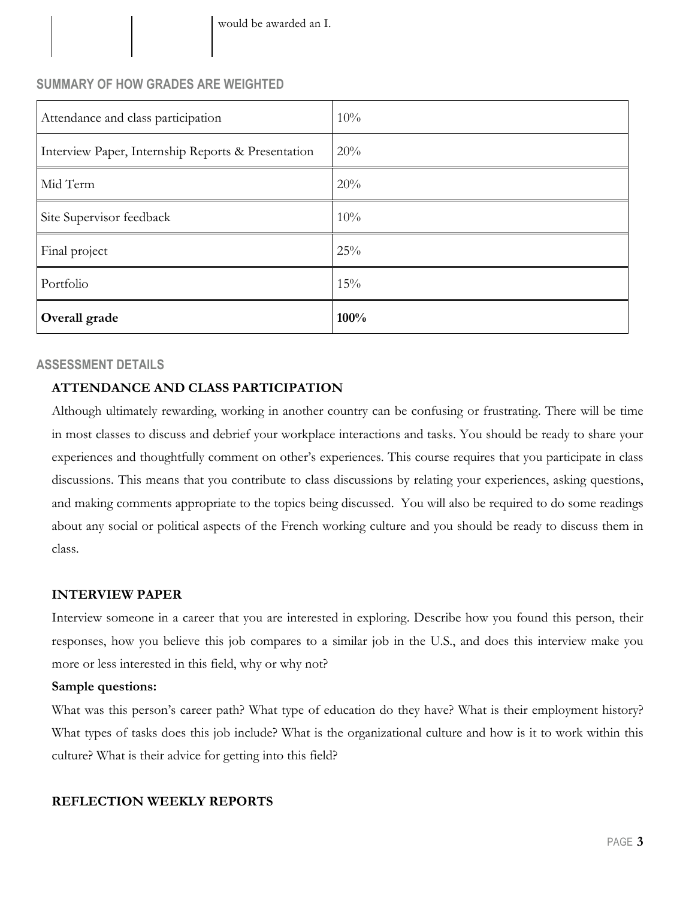would be awarded an I.

### SUMMARY OF HOW GRADES ARE WEIGHTED

| | |
|---|---|
| Attendance and class participation | 10% |
| Interview Paper, Internship Reports & Presentation | 20% |
| Mid Term | 20% |
| Site Supervisor feedback | 10% |
| Final project | 25% |
| Portfolio | 15% |
| **Overall grade** | **100%** |

### ASSESSMENT DETAILS

**ATTENDANCE AND CLASS PARTICIPATION**

Although ultimately rewarding, working in another country can be confusing or frustrating. There will be time in most classes to discuss and debrief your workplace interactions and tasks. You should be ready to share your experiences and thoughtfully comment on other's experiences. This course requires that you participate in class discussions. This means that you contribute to class discussions by relating your experiences, asking questions, and making comments appropriate to the topics being discussed. You will also be required to do some readings about any social or political aspects of the French working culture and you should be ready to discuss them in class.

**INTERVIEW PAPER**

Interview someone in a career that you are interested in exploring. Describe how you found this person, their responses, how you believe this job compares to a similar job in the U.S., and does this interview make you more or less interested in this field, why or why not?

**Sample questions:**

What was this person's career path? What type of education do they have? What is their employment history? What types of tasks does this job include? What is the organizational culture and how is it to work within this culture? What is their advice for getting into this field?

**REFLECTION WEEKLY REPORTS**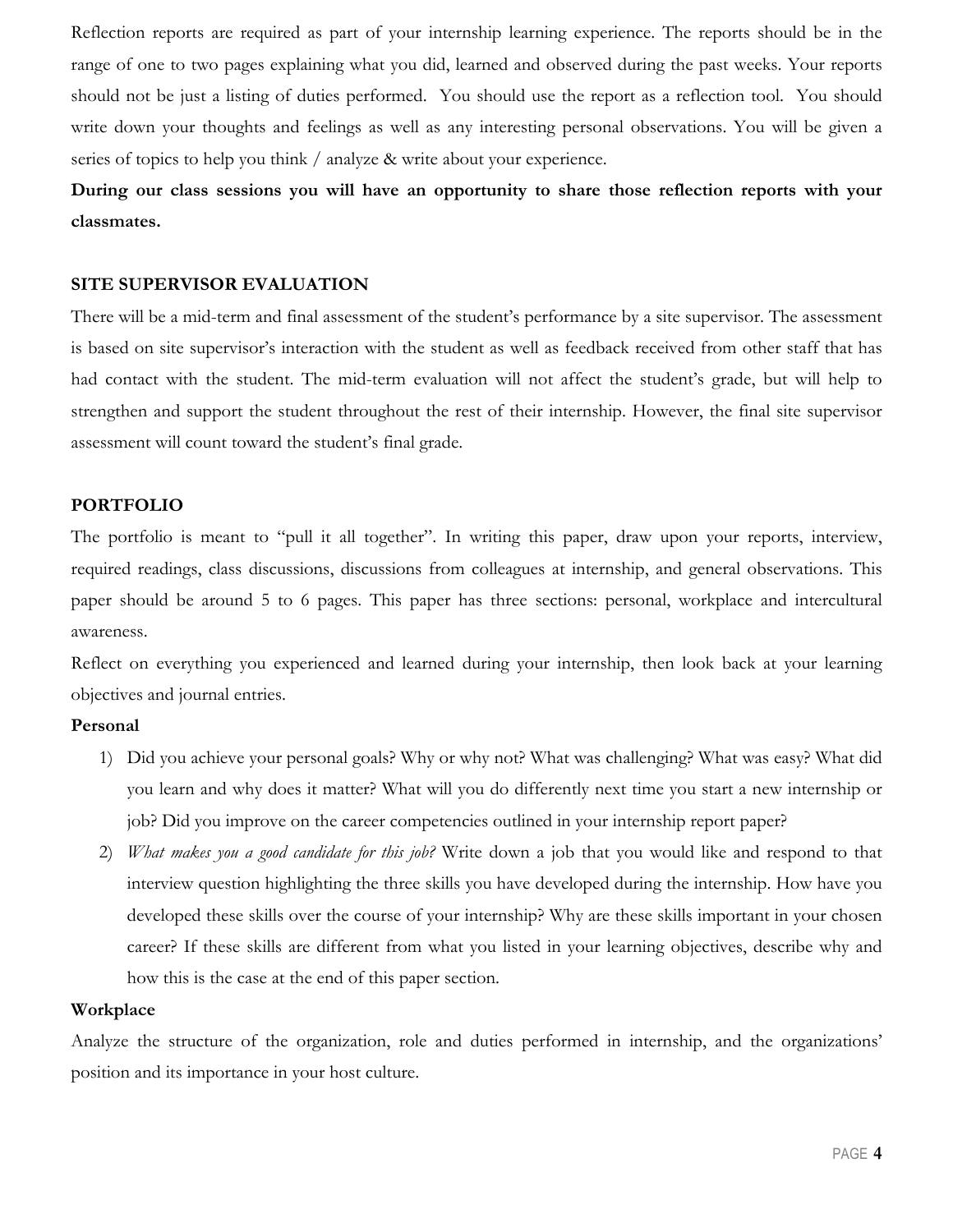Reflection reports are required as part of your internship learning experience. The reports should be in the range of one to two pages explaining what you did, learned and observed during the past weeks. Your reports should not be just a listing of duties performed. You should use the report as a reflection tool. You should write down your thoughts and feelings as well as any interesting personal observations. You will be given a series of topics to help you think / analyze & write about your experience.

**During our class sessions you will have an opportunity to share those reflection reports with your classmates.**

### SITE SUPERVISOR EVALUATION

There will be a mid-term and final assessment of the student's performance by a site supervisor. The assessment is based on site supervisor's interaction with the student as well as feedback received from other staff that has had contact with the student. The mid-term evaluation will not affect the student's grade, but will help to strengthen and support the student throughout the rest of their internship. However, the final site supervisor assessment will count toward the student's final grade.

### PORTFOLIO

The portfolio is meant to "pull it all together". In writing this paper, draw upon your reports, interview, required readings, class discussions, discussions from colleagues at internship, and general observations. This paper should be around 5 to 6 pages. This paper has three sections: personal, workplace and intercultural awareness.

Reflect on everything you experienced and learned during your internship, then look back at your learning objectives and journal entries.

**Personal**

1) Did you achieve your personal goals? Why or why not? What was challenging? What was easy? What did you learn and why does it matter? What will you do differently next time you start a new internship or job? Did you improve on the career competencies outlined in your internship report paper?
2) *What makes you a good candidate for this job?* Write down a job that you would like and respond to that interview question highlighting the three skills you have developed during the internship. How have you developed these skills over the course of your internship? Why are these skills important in your chosen career? If these skills are different from what you listed in your learning objectives, describe why and how this is the case at the end of this paper section.

**Workplace**

Analyze the structure of the organization, role and duties performed in internship, and the organizations' position and its importance in your host culture.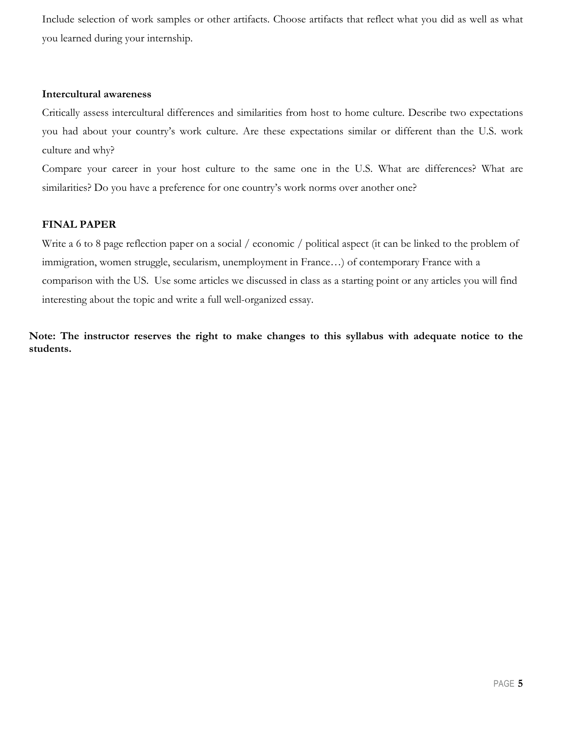Include selection of work samples or other artifacts. Choose artifacts that reflect what you did as well as what you learned during your internship.

**Intercultural awareness**

Critically assess intercultural differences and similarities from host to home culture. Describe two expectations you had about your country's work culture. Are these expectations similar or different than the U.S. work culture and why?

Compare your career in your host culture to the same one in the U.S. What are differences? What are similarities? Do you have a preference for one country's work norms over another one?

**FINAL PAPER**

Write a 6 to 8 page reflection paper on a social / economic / political aspect (it can be linked to the problem of immigration, women struggle, secularism, unemployment in France…) of contemporary France with a comparison with the US. Use some articles we discussed in class as a starting point or any articles you will find interesting about the topic and write a full well-organized essay.

**Note: The instructor reserves the right to make changes to this syllabus with adequate notice to the students.**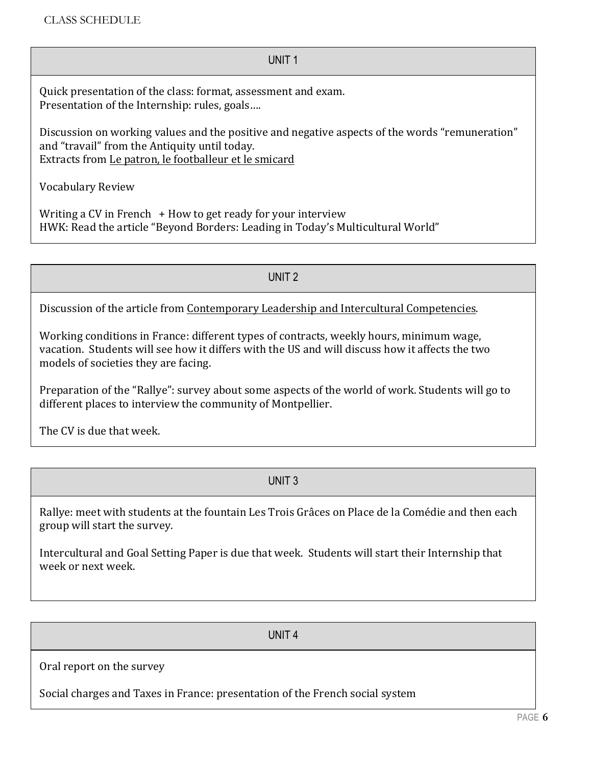# CLASS SCHEDULE

## UNIT 1

Quick presentation of the class: format, assessment and exam.
Presentation of the Internship: rules, goals….

Discussion on working values and the positive and negative aspects of the words "remuneration" and "travail" from the Antiquity until today.
Extracts from <u>Le patron, le footballeur et le smicard</u>

Vocabulary Review

Writing a CV in French + How to get ready for your interview
HWK: Read the article "Beyond Borders: Leading in Today's Multicultural World"

## UNIT 2

Discussion of the article from <u>Contemporary Leadership and Intercultural Competencies</u>.

Working conditions in France: different types of contracts, weekly hours, minimum wage, vacation. Students will see how it differs with the US and will discuss how it affects the two models of societies they are facing.

Preparation of the "Rallye": survey about some aspects of the world of work. Students will go to different places to interview the community of Montpellier.

The CV is due that week.

## UNIT 3

Rallye: meet with students at the fountain Les Trois Grâces on Place de la Comédie and then each group will start the survey.

Intercultural and Goal Setting Paper is due that week. Students will start their Internship that week or next week.

## UNIT 4

Oral report on the survey

Social charges and Taxes in France: presentation of the French social system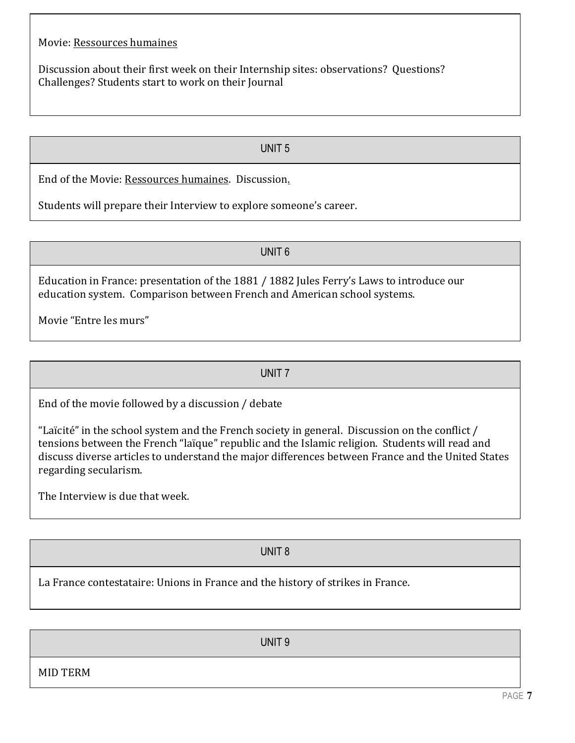Movie: Ressources humaines

Discussion about their first week on their Internship sites: observations? Questions? Challenges? Students start to work on their Journal

## UNIT 5

End of the Movie: Ressources humaines. Discussion.

Students will prepare their Interview to explore someone's career.

## UNIT 6

Education in France: presentation of the 1881 / 1882 Jules Ferry's Laws to introduce our education system. Comparison between French and American school systems.

Movie "Entre les murs"

## UNIT 7

End of the movie followed by a discussion / debate

"Laïcité" in the school system and the French society in general. Discussion on the conflict / tensions between the French "laïque" republic and the Islamic religion. Students will read and discuss diverse articles to understand the major differences between France and the United States regarding secularism.

The Interview is due that week.

## UNIT 8

La France contestataire: Unions in France and the history of strikes in France.

## UNIT 9

MID TERM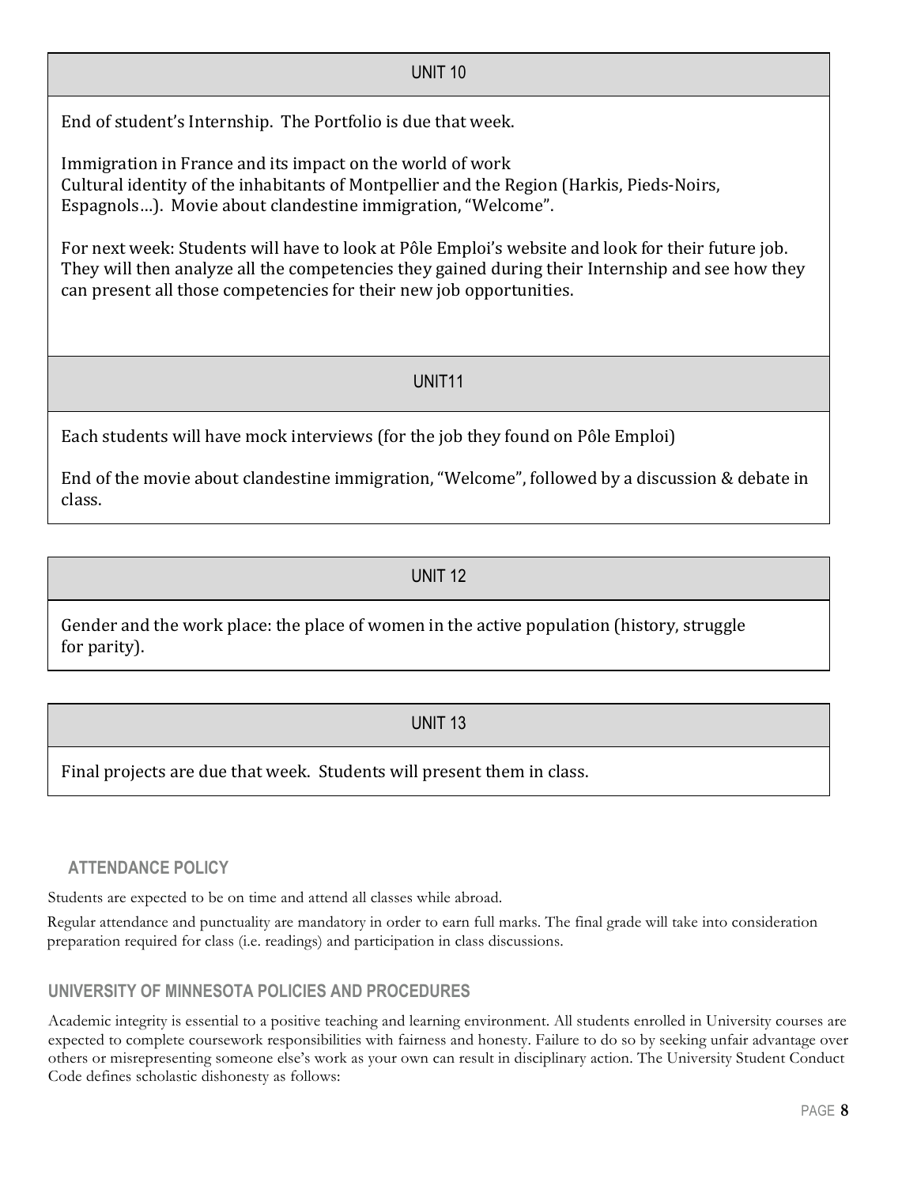### UNIT 10

End of student's Internship. The Portfolio is due that week.

Immigration in France and its impact on the world of work
Cultural identity of the inhabitants of Montpellier and the Region (Harkis, Pieds-Noirs, Espagnols…). Movie about clandestine immigration, "Welcome".

For next week: Students will have to look at Pôle Emploi's website and look for their future job. They will then analyze all the competencies they gained during their Internship and see how they can present all those competencies for their new job opportunities.

### UNIT11

Each students will have mock interviews (for the job they found on Pôle Emploi)

End of the movie about clandestine immigration, "Welcome", followed by a discussion & debate in class.

### UNIT 12

Gender and the work place: the place of women in the active population (history, struggle for parity).

### UNIT 13

Final projects are due that week. Students will present them in class.

## ATTENDANCE POLICY

Students are expected to be on time and attend all classes while abroad.

Regular attendance and punctuality are mandatory in order to earn full marks. The final grade will take into consideration preparation required for class (i.e. readings) and participation in class discussions.

## UNIVERSITY OF MINNESOTA POLICIES AND PROCEDURES

Academic integrity is essential to a positive teaching and learning environment. All students enrolled in University courses are expected to complete coursework responsibilities with fairness and honesty. Failure to do so by seeking unfair advantage over others or misrepresenting someone else's work as your own can result in disciplinary action. The University Student Conduct Code defines scholastic dishonesty as follows: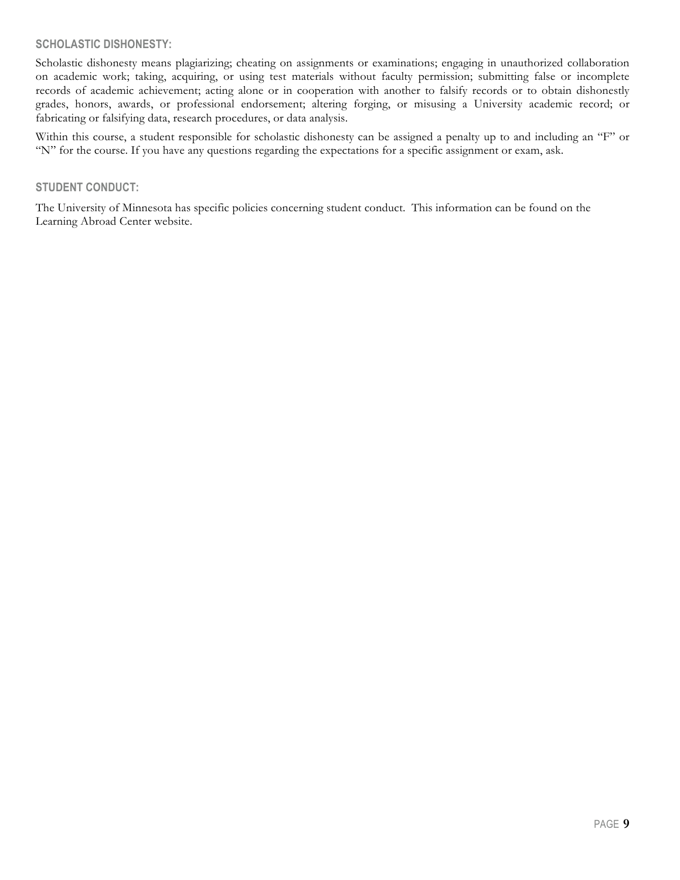### SCHOLASTIC DISHONESTY:

Scholastic dishonesty means plagiarizing; cheating on assignments or examinations; engaging in unauthorized collaboration on academic work; taking, acquiring, or using test materials without faculty permission; submitting false or incomplete records of academic achievement; acting alone or in cooperation with another to falsify records or to obtain dishonestly grades, honors, awards, or professional endorsement; altering forging, or misusing a University academic record; or fabricating or falsifying data, research procedures, or data analysis.

Within this course, a student responsible for scholastic dishonesty can be assigned a penalty up to and including an "F" or "N" for the course. If you have any questions regarding the expectations for a specific assignment or exam, ask.

### STUDENT CONDUCT:

The University of Minnesota has specific policies concerning student conduct. This information can be found on the Learning Abroad Center website.